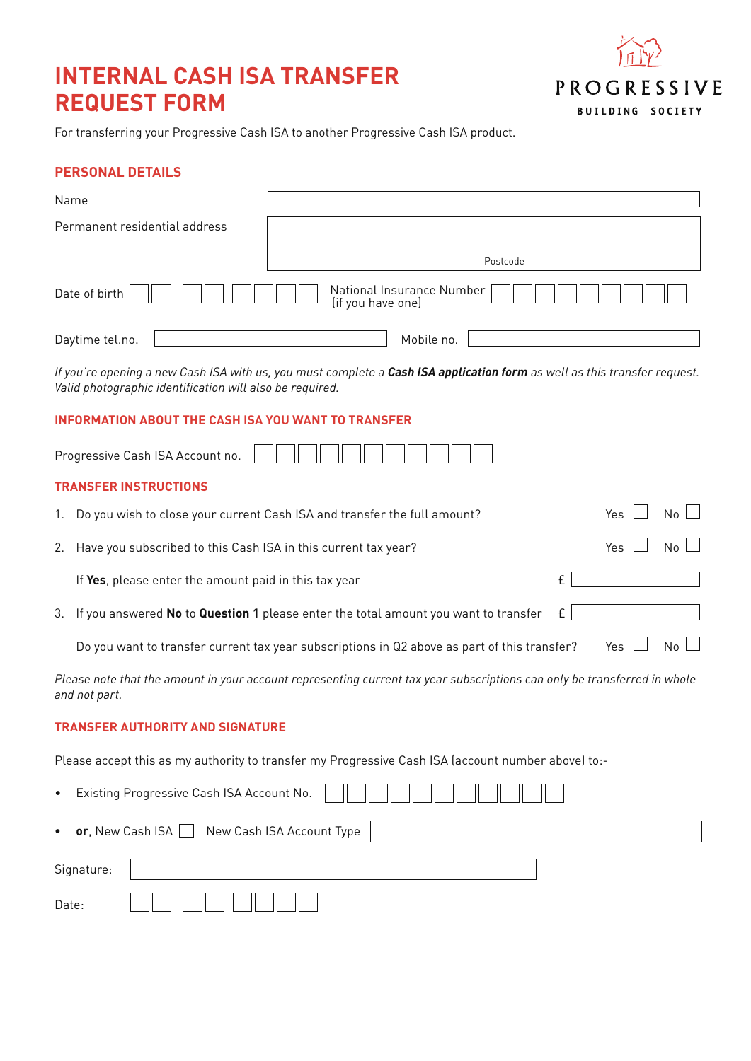# INTERNAL CASH ISA TRANSFER REQUEST FORM

PROGRESSIVE
BUILDING SOCIETY

For transferring your Progressive Cash ISA to another Progressive Cash ISA product.

## PERSONAL DETAILS

Name

Permanent residential address

Postcode

Date of birth

National Insurance Number (if you have one)

Daytime tel.no.

Mobile no.

*If you're opening a new Cash ISA with us, you must complete a* ***Cash ISA application form*** *as well as this transfer request. Valid photographic identification will also be required.*

## INFORMATION ABOUT THE CASH ISA YOU WANT TO TRANSFER

Progressive Cash ISA Account no.

## TRANSFER INSTRUCTIONS

1. Do you wish to close your current Cash ISA and transfer the full amount? Yes ☐ No ☐

2. Have you subscribed to this Cash ISA in this current tax year? Yes ☐ No ☐

   If **Yes**, please enter the amount paid in this tax year £

3. If you answered **No** to **Question 1** please enter the total amount you want to transfer £

   Do you want to transfer current tax year subscriptions in Q2 above as part of this transfer? Yes ☐ No ☐

*Please note that the amount in your account representing current tax year subscriptions can only be transferred in whole and not part.*

## TRANSFER AUTHORITY AND SIGNATURE

Please accept this as my authority to transfer my Progressive Cash ISA (account number above) to:-

- Existing Progressive Cash ISA Account No.
- **or**, New Cash ISA ☐ New Cash ISA Account Type

Signature:

Date: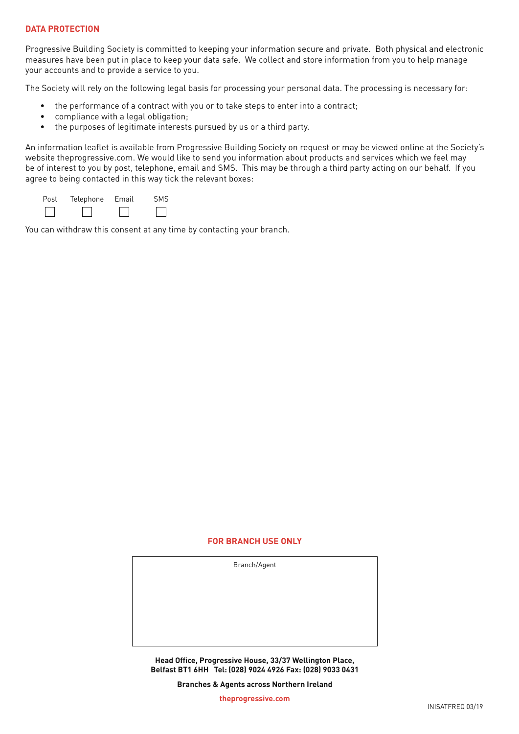## DATA PROTECTION

Progressive Building Society is committed to keeping your information secure and private. Both physical and electronic measures have been put in place to keep your data safe. We collect and store information from you to help manage your accounts and to provide a service to you.

The Society will rely on the following legal basis for processing your personal data. The processing is necessary for:

- the performance of a contract with you or to take steps to enter into a contract;
- compliance with a legal obligation;
- the purposes of legitimate interests pursued by us or a third party.

An information leaflet is available from Progressive Building Society on request or may be viewed online at the Society's website theprogressive.com. We would like to send you information about products and services which we feel may be of interest to you by post, telephone, email and SMS. This may be through a third party acting on our behalf. If you agree to being contacted in this way tick the relevant boxes:

| Post | Telephone | Email | SMS |
|---|---|---|---|
| ☐ | ☐ | ☐ | ☐ |

You can withdraw this consent at any time by contacting your branch.

### FOR BRANCH USE ONLY

| Branch/Agent |
|---|
| |

**Head Office, Progressive House, 33/37 Wellington Place, Belfast BT1 6HH Tel: (028) 9024 4926 Fax: (028) 9033 0431**

**Branches & Agents across Northern Ireland**

**theprogressive.com**

INISATFREQ 03/19